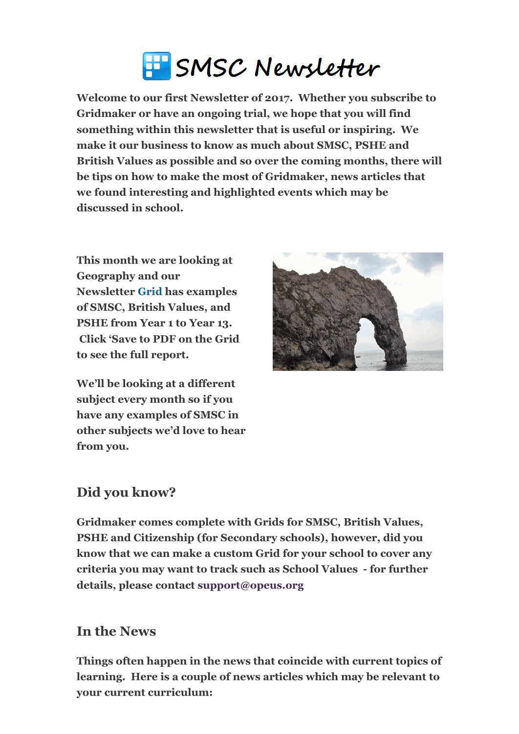# SMSC Newsletter

**Welcome to our first Newsletter of 2017. Whether you subscribe to Gridmaker or have an ongoing trial, we hope that you will find something within this newsletter that is useful or inspiring. We make it our business to know as much about SMSC, PSHE and British Values as possible and so over the coming months, there will be tips on how to make the most of Gridmaker, news articles that we found interesting and highlighted events which may be discussed in school.**

**This month we are looking at Geography and our Newsletter Grid has examples of SMSC, British Values, and PSHE from Year 1 to Year 13. Click 'Save to PDF on the Grid to see the full report.**

**We'll be looking at a different subject every month so if you have any examples of SMSC in other subjects we'd love to hear from you.**

## Did you know?

**Gridmaker comes complete with Grids for SMSC, British Values, PSHE and Citizenship (for Secondary schools), however, did you know that we can make a custom Grid for your school to cover any criteria you may want to track such as School Values - for further details, please contact support@opeus.org**

## In the News

**Things often happen in the news that coincide with current topics of learning. Here is a couple of news articles which may be relevant to your current curriculum:**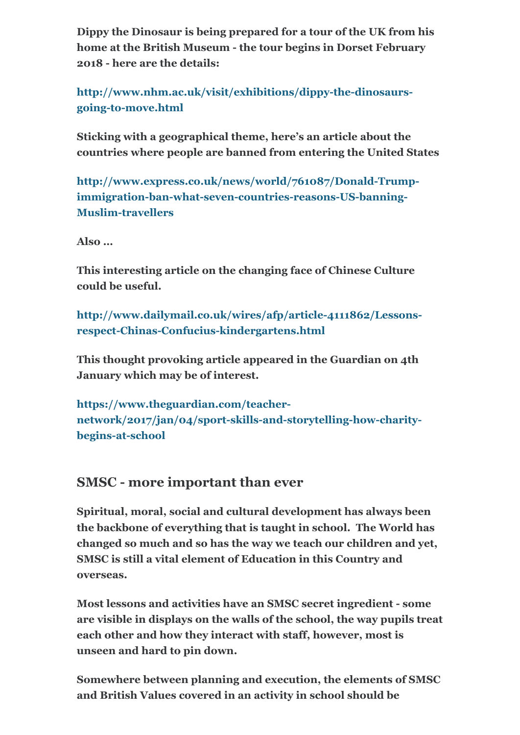**Dippy the Dinosaur is being prepared for a tour of the UK from his home at the British Museum - the tour begins in Dorset February 2018 - here are the details:**

**http://www.nhm.ac.uk/visit/exhibitions/dippy-the-dinosaurs-going-to-move.html**

**Sticking with a geographical theme, here's an article about the countries where people are banned from entering the United States**

**http://www.express.co.uk/news/world/761087/Donald-Trump-immigration-ban-what-seven-countries-reasons-US-banning-Muslim-travellers**

**Also ...**

**This interesting article on the changing face of Chinese Culture could be useful.**

**http://www.dailymail.co.uk/wires/afp/article-4111862/Lessons-respect-Chinas-Confucius-kindergartens.html**

**This thought provoking article appeared in the Guardian on 4th January which may be of interest.**

**https://www.theguardian.com/teacher-network/2017/jan/04/sport-skills-and-storytelling-how-charity-begins-at-school**

## SMSC - more important than ever

**Spiritual, moral, social and cultural development has always been the backbone of everything that is taught in school. The World has changed so much and so has the way we teach our children and yet, SMSC is still a vital element of Education in this Country and overseas.**

**Most lessons and activities have an SMSC secret ingredient - some are visible in displays on the walls of the school, the way pupils treat each other and how they interact with staff, however, most is unseen and hard to pin down.**

**Somewhere between planning and execution, the elements of SMSC and British Values covered in an activity in school should be**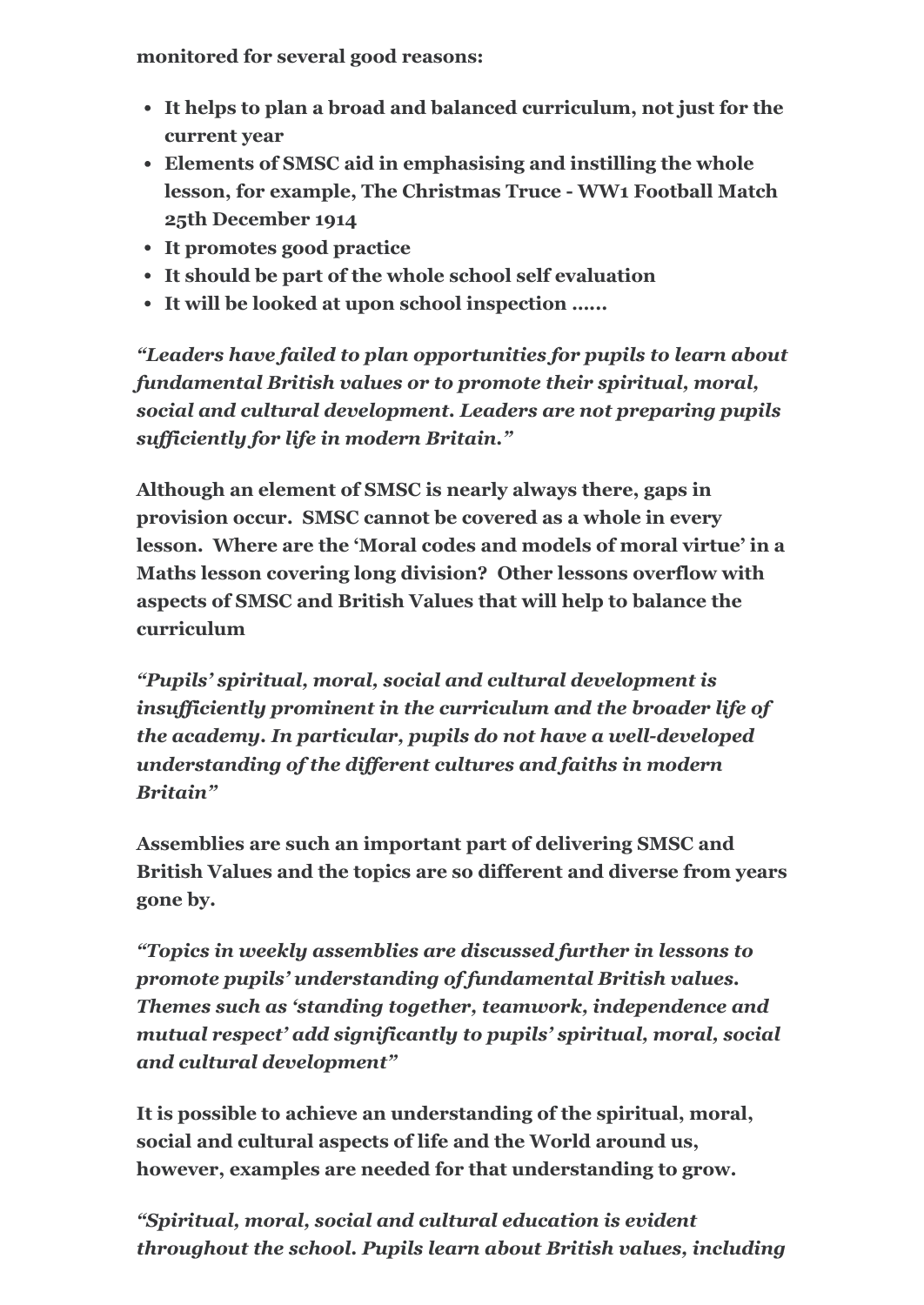**monitored for several good reasons:**

- **It helps to plan a broad and balanced curriculum, not just for the current year**
- **Elements of SMSC aid in emphasising and instilling the whole lesson, for example, The Christmas Truce - WW1 Football Match 25th December 1914**
- **It promotes good practice**
- **It should be part of the whole school self evaluation**
- **It will be looked at upon school inspection ……**

***"Leaders have failed to plan opportunities for pupils to learn about fundamental British values or to promote their spiritual, moral, social and cultural development. Leaders are not preparing pupils sufficiently for life in modern Britain."***

**Although an element of SMSC is nearly always there, gaps in provision occur. SMSC cannot be covered as a whole in every lesson. Where are the 'Moral codes and models of moral virtue' in a Maths lesson covering long division? Other lessons overflow with aspects of SMSC and British Values that will help to balance the curriculum**

***"Pupils' spiritual, moral, social and cultural development is insufficiently prominent in the curriculum and the broader life of the academy. In particular, pupils do not have a well-developed understanding of the different cultures and faiths in modern Britain"***

**Assemblies are such an important part of delivering SMSC and British Values and the topics are so different and diverse from years gone by.**

***"Topics in weekly assemblies are discussed further in lessons to promote pupils' understanding of fundamental British values. Themes such as 'standing together, teamwork, independence and mutual respect' add significantly to pupils' spiritual, moral, social and cultural development"***

**It is possible to achieve an understanding of the spiritual, moral, social and cultural aspects of life and the World around us, however, examples are needed for that understanding to grow.**

***"Spiritual, moral, social and cultural education is evident throughout the school. Pupils learn about British values, including***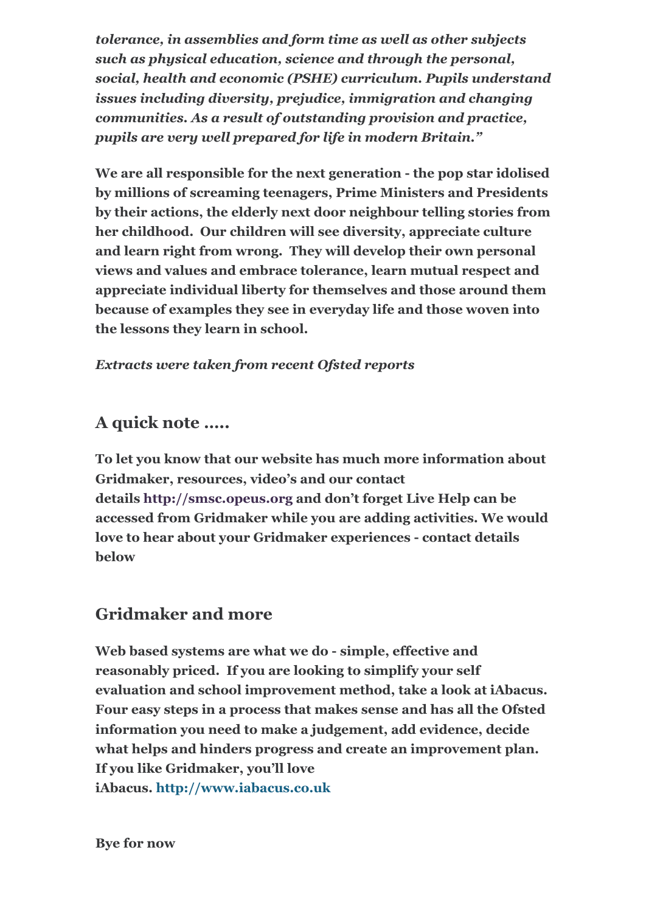***tolerance, in assemblies and form time as well as other subjects such as physical education, science and through the personal, social, health and economic (PSHE) curriculum. Pupils understand issues including diversity, prejudice, immigration and changing communities. As a result of outstanding provision and practice, pupils are very well prepared for life in modern Britain."***

**We are all responsible for the next generation - the pop star idolised by millions of screaming teenagers, Prime Ministers and Presidents by their actions, the elderly next door neighbour telling stories from her childhood. Our children will see diversity, appreciate culture and learn right from wrong. They will develop their own personal views and values and embrace tolerance, learn mutual respect and appreciate individual liberty for themselves and those around them because of examples they see in everyday life and those woven into the lessons they learn in school.**

***Extracts were taken from recent Ofsted reports***

## A quick note .....

**To let you know that our website has much more information about Gridmaker, resources, video's and our contact details http://smsc.opeus.org and don't forget Live Help can be accessed from Gridmaker while you are adding activities. We would love to hear about your Gridmaker experiences - contact details below**

## Gridmaker and more

**Web based systems are what we do - simple, effective and reasonably priced. If you are looking to simplify your self evaluation and school improvement method, take a look at iAbacus. Four easy steps in a process that makes sense and has all the Ofsted information you need to make a judgement, add evidence, decide what helps and hinders progress and create an improvement plan. If you like Gridmaker, you'll love iAbacus. http://www.iabacus.co.uk**

**Bye for now**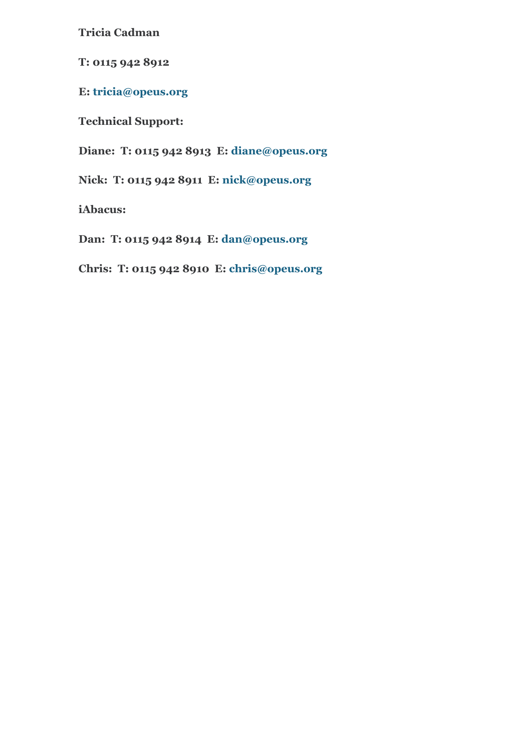**Tricia Cadman**

**T: 0115 942 8912**

**E: tricia@opeus.org**

**Technical Support:**

**Diane: T: 0115 942 8913 E: diane@opeus.org**

**Nick: T: 0115 942 8911 E: nick@opeus.org**

**iAbacus:**

**Dan: T: 0115 942 8914 E: dan@opeus.org**

**Chris: T: 0115 942 8910 E: chris@opeus.org**